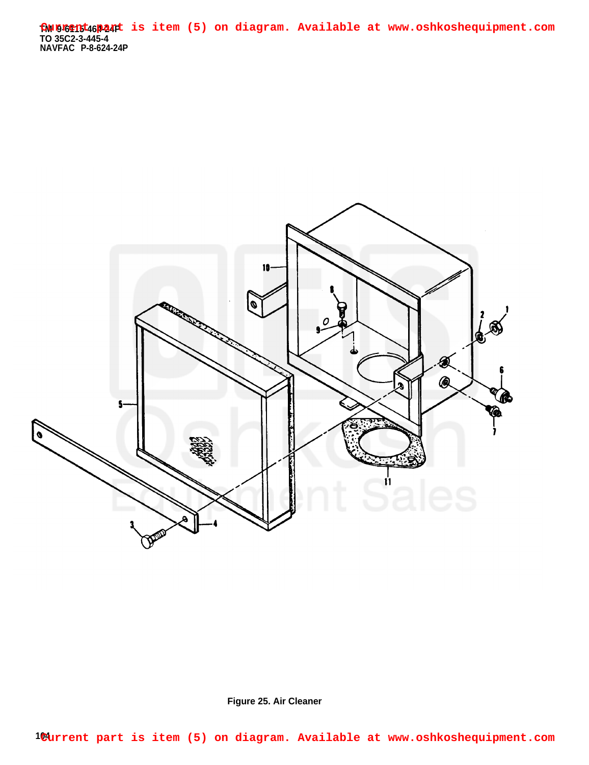Current part is item (5) on diagram. Available at www.oshkoshequipment.com

TM 9-6115-464-24P
TO 35C2-3-445-4
NAVFAC P-8-624-24P

Figure 25. Air Cleaner

Current part is item (5) on diagram. Available at www.oshkoshequipment.com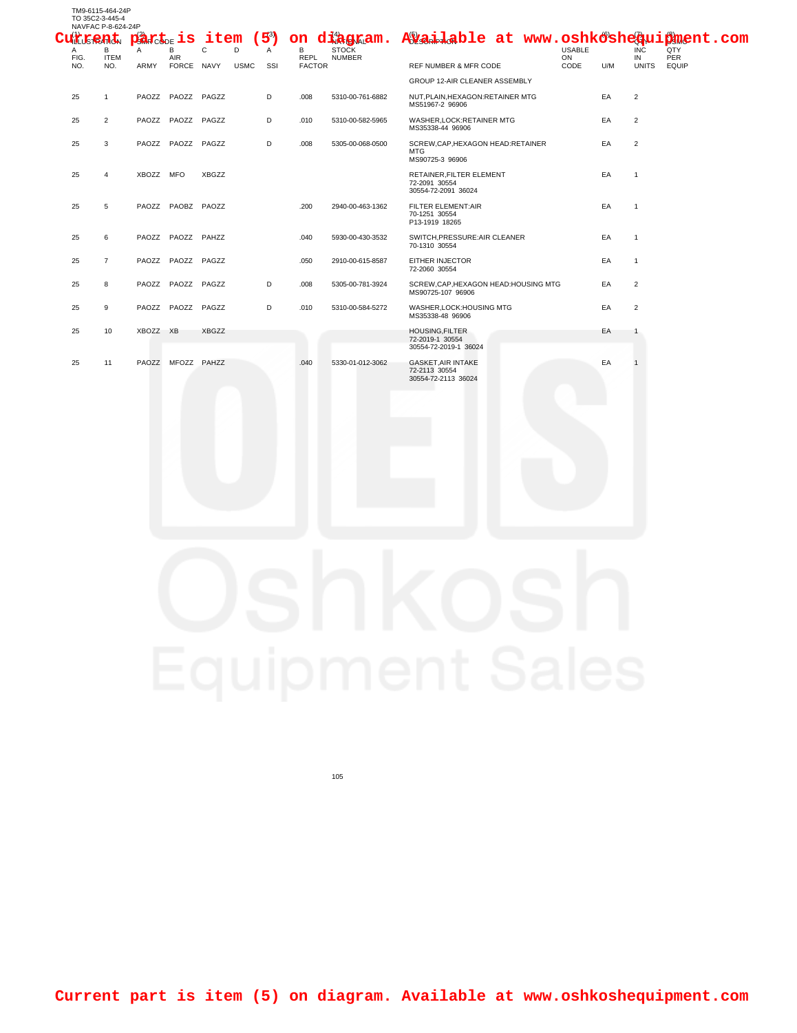Current part is item (5) on diagram. Available at www.oshkoshequipment.com

| (1) ILLUSTRATION | | (2) SMR CODE | | | | (3) | | (4) NATIONAL STOCK NUMBER | (5) DESCRIPTION | | (6) | (7) QTY INC IN UNITS | (8) USMC QTY PER EQUIP |
|---|---|---|---|---|---|---|---|---|---|---|---|---|---|
| A FIG. NO. | B ITEM NO. | A ARMY | B AIR FORCE | C NAVY | D USMC | A SSI | B REPL FACTOR | | REF NUMBER & MFR CODE | USABLE ON CODE | U/M | | |
| | | | | | | | | | GROUP 12-AIR CLEANER ASSEMBLY | | | | |
| 25 | 1 | PAOZZ | PAOZZ | PAGZZ | | D | .008 | 5310-00-761-6882 | NUT,PLAIN,HEXAGON:RETAINER MTG MS51967-2 96906 | | EA | 2 | |
| 25 | 2 | PAOZZ | PAOZZ | PAGZZ | | D | .010 | 5310-00-582-5965 | WASHER,LOCK:RETAINER MTG MS35338-44 96906 | | EA | 2 | |
| 25 | 3 | PAOZZ | PAOZZ | PAGZZ | | D | .008 | 5305-00-068-0500 | SCREW,CAP,HEXAGON HEAD:RETAINER MTG MS90725-3 96906 | | EA | 2 | |
| 25 | 4 | XBOZZ | MFO | XBGZZ | | | | | RETAINER,FILTER ELEMENT 72-2091 30554 30554-72-2091 36024 | | EA | 1 | |
| 25 | 5 | PAOZZ | PAOBZ | PAOZZ | | | .200 | 2940-00-463-1362 | FILTER ELEMENT:AIR 70-1251 30554 P13-1919 18265 | | EA | 1 | |
| 25 | 6 | PAOZZ | PAOZZ | PAHZZ | | | .040 | 5930-00-430-3532 | SWITCH,PRESSURE:AIR CLEANER 70-1310 30554 | | EA | 1 | |
| 25 | 7 | PAOZZ | PAOZZ | PAGZZ | | | .050 | 2910-00-615-8587 | EITHER INJECTOR 72-2060 30554 | | EA | 1 | |
| 25 | 8 | PAOZZ | PAOZZ | PAGZZ | | D | .008 | 5305-00-781-3924 | SCREW,CAP,HEXAGON HEAD:HOUSING MTG MS90725-107 96906 | | EA | 2 | |
| 25 | 9 | PAOZZ | PAOZZ | PAGZZ | | D | .010 | 5310-00-584-5272 | WASHER,LOCK:HOUSING MTG MS35338-48 96906 | | EA | 2 | |
| 25 | 10 | XBOZZ | XB | XBGZZ | | | | | HOUSING,FILTER 72-2019-1 30554 30554-72-2019-1 36024 | | EA | 1 | |
| 25 | 11 | PAOZZ | MFOZZ | PAHZZ | | | .040 | 5330-01-012-3062 | GASKET,AIR INTAKE 72-2113 30554 30554-72-2113 36024 | | EA | 1 | |

Current part is item (5) on diagram. Available at www.oshkoshequipment.com